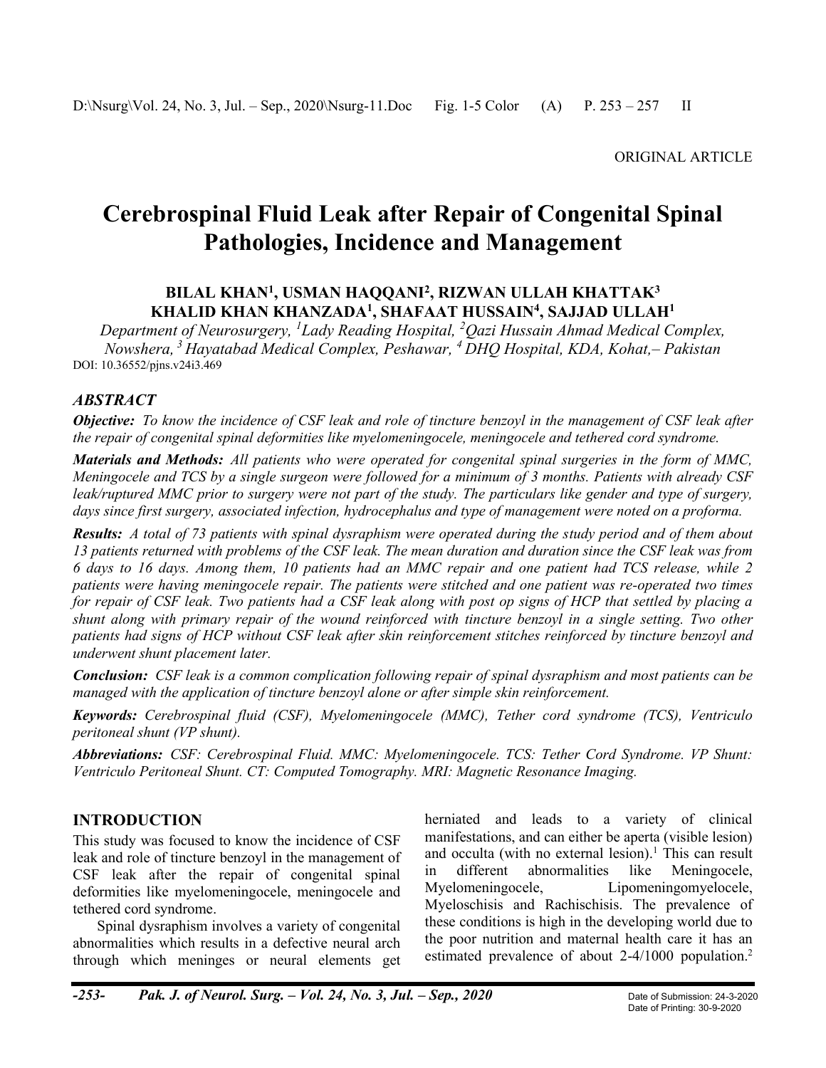ORIGINAL ARTICLE

# Cerebrospinal Fluid Leak after Repair of Congenital Spinal Pathologies, Incidence and Management

**BILAL KHAN[1], USMAN HAQQANI[2], RIZWAN ULLAH KHATTAK[3]**
**KHALID KHAN KHANZADA[1], SHAFAAT HUSSAIN[4], SAJJAD ULLAH[1]**

*Department of Neurosurgery, [1]Lady Reading Hospital, [2]Qazi Hussain Ahmad Medical Complex, Nowshera, [3] Hayatabad Medical Complex, Peshawar, [4] DHQ Hospital, KDA, Kohat,– Pakistan*

DOI: 10.36552/pjns.v24i3.469

## ABSTRACT

***Objective:*** *To know the incidence of CSF leak and role of tincture benzoyl in the management of CSF leak after the repair of congenital spinal deformities like myelomeningocele, meningocele and tethered cord syndrome.*

***Materials and Methods:*** *All patients who were operated for congenital spinal surgeries in the form of MMC, Meningocele and TCS by a single surgeon were followed for a minimum of 3 months. Patients with already CSF leak/ruptured MMC prior to surgery were not part of the study. The particulars like gender and type of surgery, days since first surgery, associated infection, hydrocephalus and type of management were noted on a proforma.*

***Results:*** *A total of 73 patients with spinal dysraphism were operated during the study period and of them about 13 patients returned with problems of the CSF leak. The mean duration and duration since the CSF leak was from 6 days to 16 days. Among them, 10 patients had an MMC repair and one patient had TCS release, while 2 patients were having meningocele repair. The patients were stitched and one patient was re-operated two times for repair of CSF leak. Two patients had a CSF leak along with post op signs of HCP that settled by placing a shunt along with primary repair of the wound reinforced with tincture benzoyl in a single setting. Two other patients had signs of HCP without CSF leak after skin reinforcement stitches reinforced by tincture benzoyl and underwent shunt placement later.*

***Conclusion:*** *CSF leak is a common complication following repair of spinal dysraphism and most patients can be managed with the application of tincture benzoyl alone or after simple skin reinforcement.*

***Keywords:*** *Cerebrospinal fluid (CSF), Myelomeningocele (MMC), Tether cord syndrome (TCS), Ventriculo peritoneal shunt (VP shunt).*

***Abbreviations:*** *CSF: Cerebrospinal Fluid. MMC: Myelomeningocele. TCS: Tether Cord Syndrome. VP Shunt: Ventriculo Peritoneal Shunt. CT: Computed Tomography. MRI: Magnetic Resonance Imaging.*

## INTRODUCTION

This study was focused to know the incidence of CSF leak and role of tincture benzoyl in the management of CSF leak after the repair of congenital spinal deformities like myelomeningocele, meningocele and tethered cord syndrome.

Spinal dysraphism involves a variety of congenital abnormalities which results in a defective neural arch through which meninges or neural elements get herniated and leads to a variety of clinical manifestations, and can either be aperta (visible lesion) and occulta (with no external lesion).[1] This can result in different abnormalities like Meningocele, Myelomeningocele, Lipomeningomyelocele, Myeloschisis and Rachischisis. The prevalence of these conditions is high in the developing world due to the poor nutrition and maternal health care it has an estimated prevalence of about 2-4/1000 population.[2]

Date of Submission: 24-3-2020
Date of Printing: 30-9-2020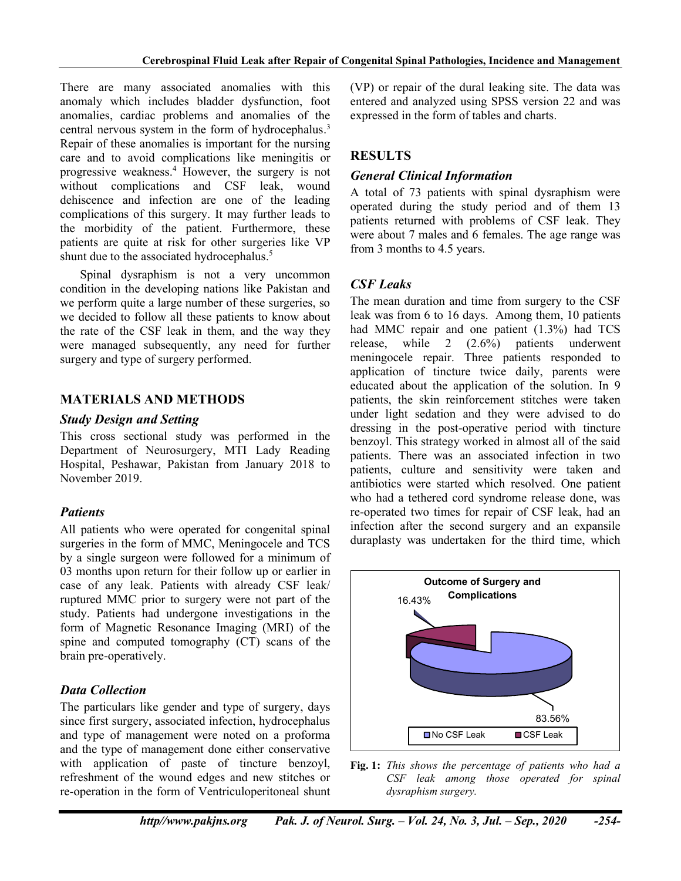There are many associated anomalies with this anomaly which includes bladder dysfunction, foot anomalies, cardiac problems and anomalies of the central nervous system in the form of hydrocephalus.[3] Repair of these anomalies is important for the nursing care and to avoid complications like meningitis or progressive weakness.[4] However, the surgery is not without complications and CSF leak, wound dehiscence and infection are one of the leading complications of this surgery. It may further leads to the morbidity of the patient. Furthermore, these patients are quite at risk for other surgeries like VP shunt due to the associated hydrocephalus.[5]

Spinal dysraphism is not a very uncommon condition in the developing nations like Pakistan and we perform quite a large number of these surgeries, so we decided to follow all these patients to know about the rate of the CSF leak in them, and the way they were managed subsequently, any need for further surgery and type of surgery performed.

## MATERIALS AND METHODS

### Study Design and Setting

This cross sectional study was performed in the Department of Neurosurgery, MTI Lady Reading Hospital, Peshawar, Pakistan from January 2018 to November 2019.

### Patients

All patients who were operated for congenital spinal surgeries in the form of MMC, Meningocele and TCS by a single surgeon were followed for a minimum of 03 months upon return for their follow up or earlier in case of any leak. Patients with already CSF leak/ ruptured MMC prior to surgery were not part of the study. Patients had undergone investigations in the form of Magnetic Resonance Imaging (MRI) of the spine and computed tomography (CT) scans of the brain pre-operatively.

### Data Collection

The particulars like gender and type of surgery, days since first surgery, associated infection, hydrocephalus and type of management were noted on a proforma and the type of management done either conservative with application of paste of tincture benzoyl, refreshment of the wound edges and new stitches or re-operation in the form of Ventriculoperitoneal shunt (VP) or repair of the dural leaking site. The data was entered and analyzed using SPSS version 22 and was expressed in the form of tables and charts.

## RESULTS

### General Clinical Information

A total of 73 patients with spinal dysraphism were operated during the study period and of them 13 patients returned with problems of CSF leak. They were about 7 males and 6 females. The age range was from 3 months to 4.5 years.

### CSF Leaks

The mean duration and time from surgery to the CSF leak was from 6 to 16 days. Among them, 10 patients had MMC repair and one patient (1.3%) had TCS release, while 2 (2.6%) patients underwent meningocele repair. Three patients responded to application of tincture twice daily, parents were educated about the application of the solution. In 9 patients, the skin reinforcement stitches were taken under light sedation and they were advised to do dressing in the post-operative period with tincture benzoyl. This strategy worked in almost all of the said patients. There was an associated infection in two patients, culture and sensitivity were taken and antibiotics were started which resolved. One patient who had a tethered cord syndrome release done, was re-operated two times for repair of CSF leak, had an infection after the second surgery and an expansile duraplasty was undertaken for the third time, which

Outcome of Surgery and Complications

16.43%

83.56%

No CSF Leak | CSF Leak

**Fig. 1:** *This shows the percentage of patients who had a CSF leak among those operated for spinal dysraphism surgery.*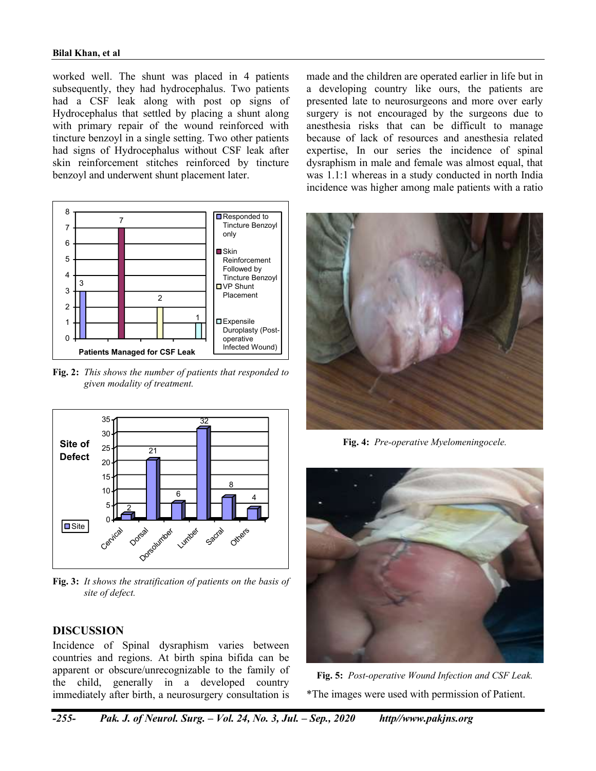worked well. The shunt was placed in 4 patients subsequently, they had hydrocephalus. Two patients had a CSF leak along with post op signs of Hydrocephalus that settled by placing a shunt along with primary repair of the wound reinforced with tincture benzoyl in a single setting. Two other patients had signs of Hydrocephalus without CSF leak after skin reinforcement stitches reinforced by tincture benzoyl and underwent shunt placement later.

**Fig. 2:** *This shows the number of patients that responded to given modality of treatment.*

**Fig. 3:** *It shows the stratification of patients on the basis of site of defect.*

## DISCUSSION

Incidence of Spinal dysraphism varies between countries and regions. At birth spina bifida can be apparent or obscure/unrecognizable to the family of the child, generally in a developed country immediately after birth, a neurosurgery consultation is made and the children are operated earlier in life but in a developing country like ours, the patients are presented late to neurosurgeons and more over early surgery is not encouraged by the surgeons due to anesthesia risks that can be difficult to manage because of lack of resources and anesthesia related expertise, In our series the incidence of spinal dysraphism in male and female was almost equal, that was 1.1:1 whereas in a study conducted in north India incidence was higher among male patients with a ratio

**Fig. 4:** *Pre-operative Myelomeningocele.*

**Fig. 5:** *Post-operative Wound Infection and CSF Leak.*

*The images were used with permission of Patient.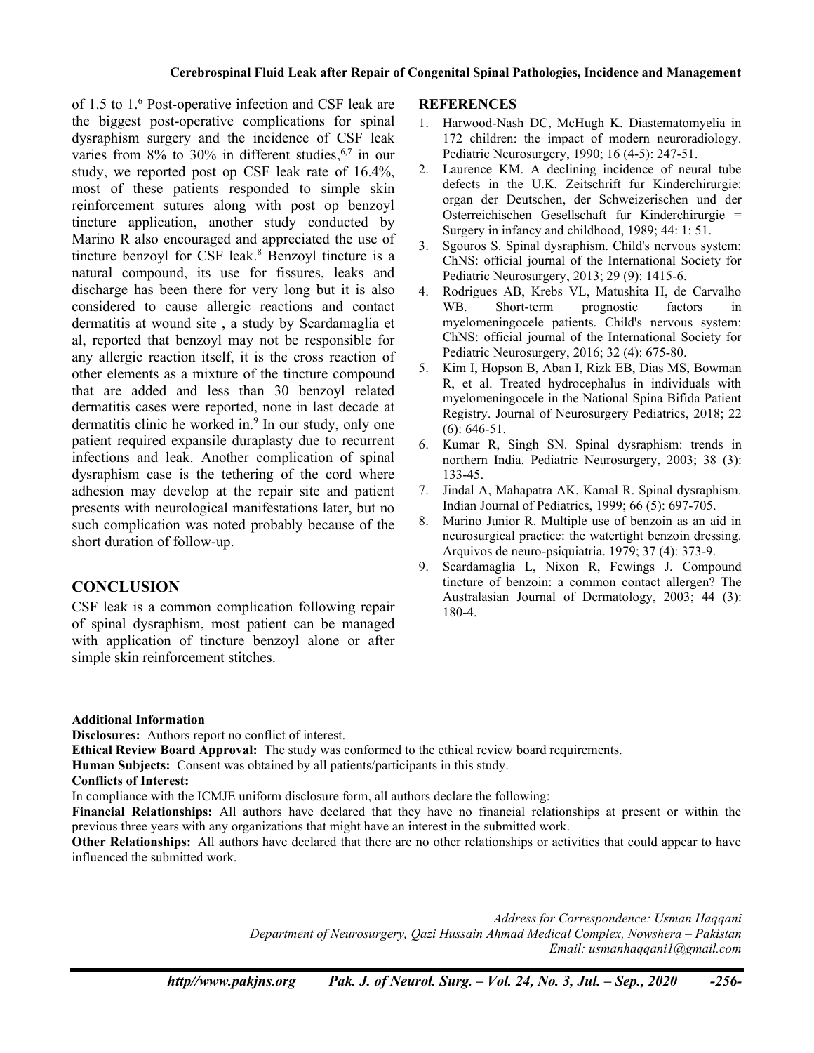of 1.5 to 1.[6] Post-operative infection and CSF leak are the biggest post-operative complications for spinal dysraphism surgery and the incidence of CSF leak varies from 8% to 30% in different studies,[6,7] in our study, we reported post op CSF leak rate of 16.4%, most of these patients responded to simple skin reinforcement sutures along with post op benzoyl tincture application, another study conducted by Marino R also encouraged and appreciated the use of tincture benzoyl for CSF leak.[8] Benzoyl tincture is a natural compound, its use for fissures, leaks and discharge has been there for very long but it is also considered to cause allergic reactions and contact dermatitis at wound site , a study by Scardamaglia et al, reported that benzoyl may not be responsible for any allergic reaction itself, it is the cross reaction of other elements as a mixture of the tincture compound that are added and less than 30 benzoyl related dermatitis cases were reported, none in last decade at dermatitis clinic he worked in.[9] In our study, only one patient required expansile duraplasty due to recurrent infections and leak. Another complication of spinal dysraphism case is the tethering of the cord where adhesion may develop at the repair site and patient presents with neurological manifestations later, but no such complication was noted probably because of the short duration of follow-up.

## CONCLUSION

CSF leak is a common complication following repair of spinal dysraphism, most patient can be managed with application of tincture benzoyl alone or after simple skin reinforcement stitches.

## REFERENCES

1. Harwood-Nash DC, McHugh K. Diastematomyelia in 172 children: the impact of modern neuroradiology. Pediatric Neurosurgery, 1990; 16 (4-5): 247-51.
2. Laurence KM. A declining incidence of neural tube defects in the U.K. Zeitschrift fur Kinderchirurgie: organ der Deutschen, der Schweizerischen und der Osterreichischen Gesellschaft fur Kinderchirurgie = Surgery in infancy and childhood, 1989; 44: 1: 51.
3. Sgouros S. Spinal dysraphism. Child's nervous system: ChNS: official journal of the International Society for Pediatric Neurosurgery, 2013; 29 (9): 1415-6.
4. Rodrigues AB, Krebs VL, Matushita H, de Carvalho WB. Short-term prognostic factors in myelomeningocele patients. Child's nervous system: ChNS: official journal of the International Society for Pediatric Neurosurgery, 2016; 32 (4): 675-80.
5. Kim I, Hopson B, Aban I, Rizk EB, Dias MS, Bowman R, et al. Treated hydrocephalus in individuals with myelomeningocele in the National Spina Bifida Patient Registry. Journal of Neurosurgery Pediatrics, 2018; 22 (6): 646-51.
6. Kumar R, Singh SN. Spinal dysraphism: trends in northern India. Pediatric Neurosurgery, 2003; 38 (3): 133-45.
7. Jindal A, Mahapatra AK, Kamal R. Spinal dysraphism. Indian Journal of Pediatrics, 1999; 66 (5): 697-705.
8. Marino Junior R. Multiple use of benzoin as an aid in neurosurgical practice: the watertight benzoin dressing. Arquivos de neuro-psiquiatria. 1979; 37 (4): 373-9.
9. Scardamaglia L, Nixon R, Fewings J. Compound tincture of benzoin: a common contact allergen? The Australasian Journal of Dermatology, 2003; 44 (3): 180-4.

**Additional Information**

**Disclosures:** Authors report no conflict of interest.

**Ethical Review Board Approval:** The study was conformed to the ethical review board requirements.

**Human Subjects:** Consent was obtained by all patients/participants in this study.

**Conflicts of Interest:**

In compliance with the ICMJE uniform disclosure form, all authors declare the following:

**Financial Relationships:** All authors have declared that they have no financial relationships at present or within the previous three years with any organizations that might have an interest in the submitted work.

**Other Relationships:** All authors have declared that there are no other relationships or activities that could appear to have influenced the submitted work.

*Address for Correspondence: Usman Haqqani*
*Department of Neurosurgery, Qazi Hussain Ahmad Medical Complex, Nowshera – Pakistan*
*Email: usmanhaqqani1@gmail.com*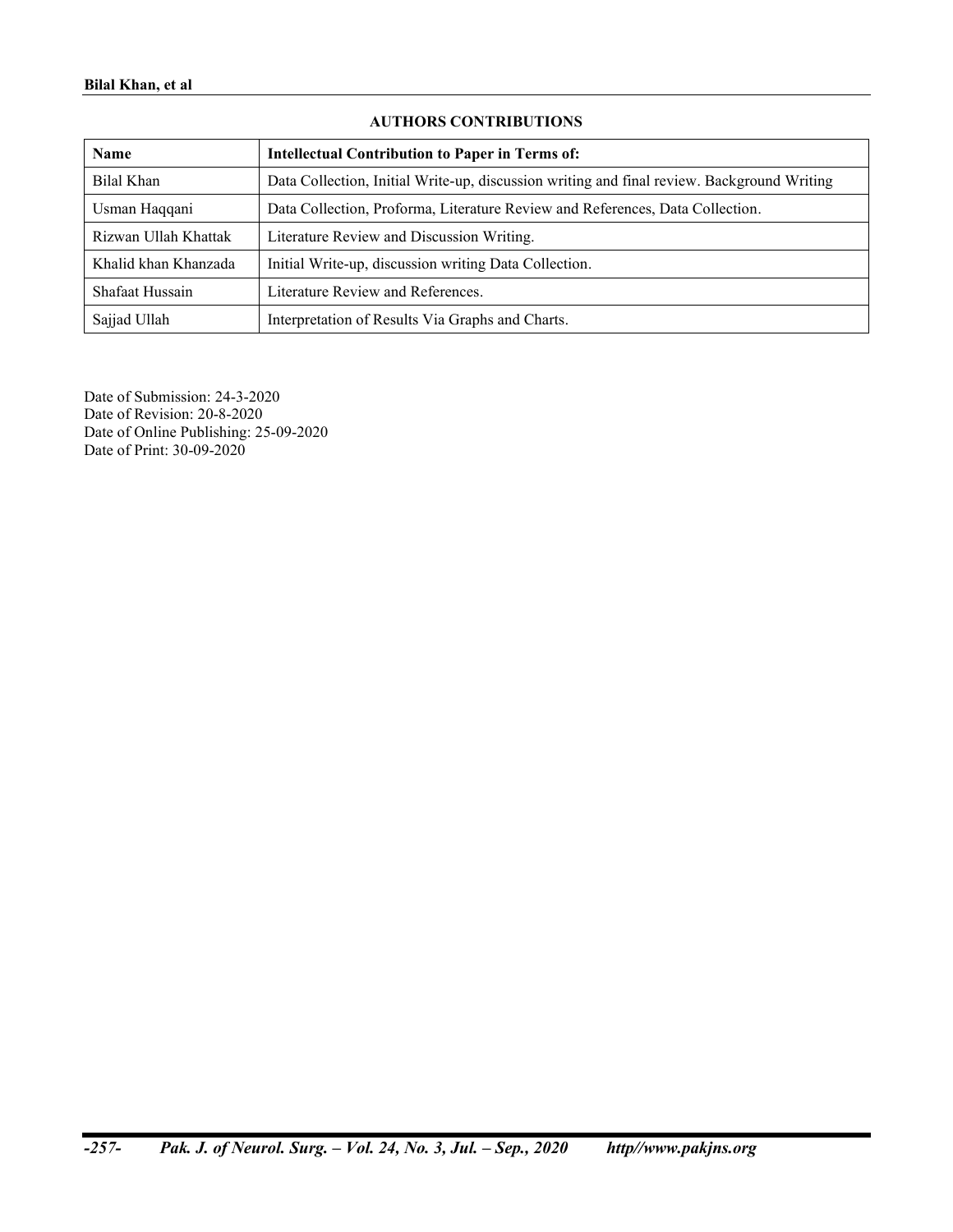## AUTHORS CONTRIBUTIONS

| Name | Intellectual Contribution to Paper in Terms of: |
|---|---|
| Bilal Khan | Data Collection, Initial Write-up, discussion writing and final review. Background Writing |
| Usman Haqqani | Data Collection, Proforma, Literature Review and References, Data Collection. |
| Rizwan Ullah Khattak | Literature Review and Discussion Writing. |
| Khalid khan Khanzada | Initial Write-up, discussion writing Data Collection. |
| Shafaat Hussain | Literature Review and References. |
| Sajjad Ullah | Interpretation of Results Via Graphs and Charts. |

Date of Submission: 24-3-2020
Date of Revision: 20-8-2020
Date of Online Publishing: 25-09-2020
Date of Print: 30-09-2020